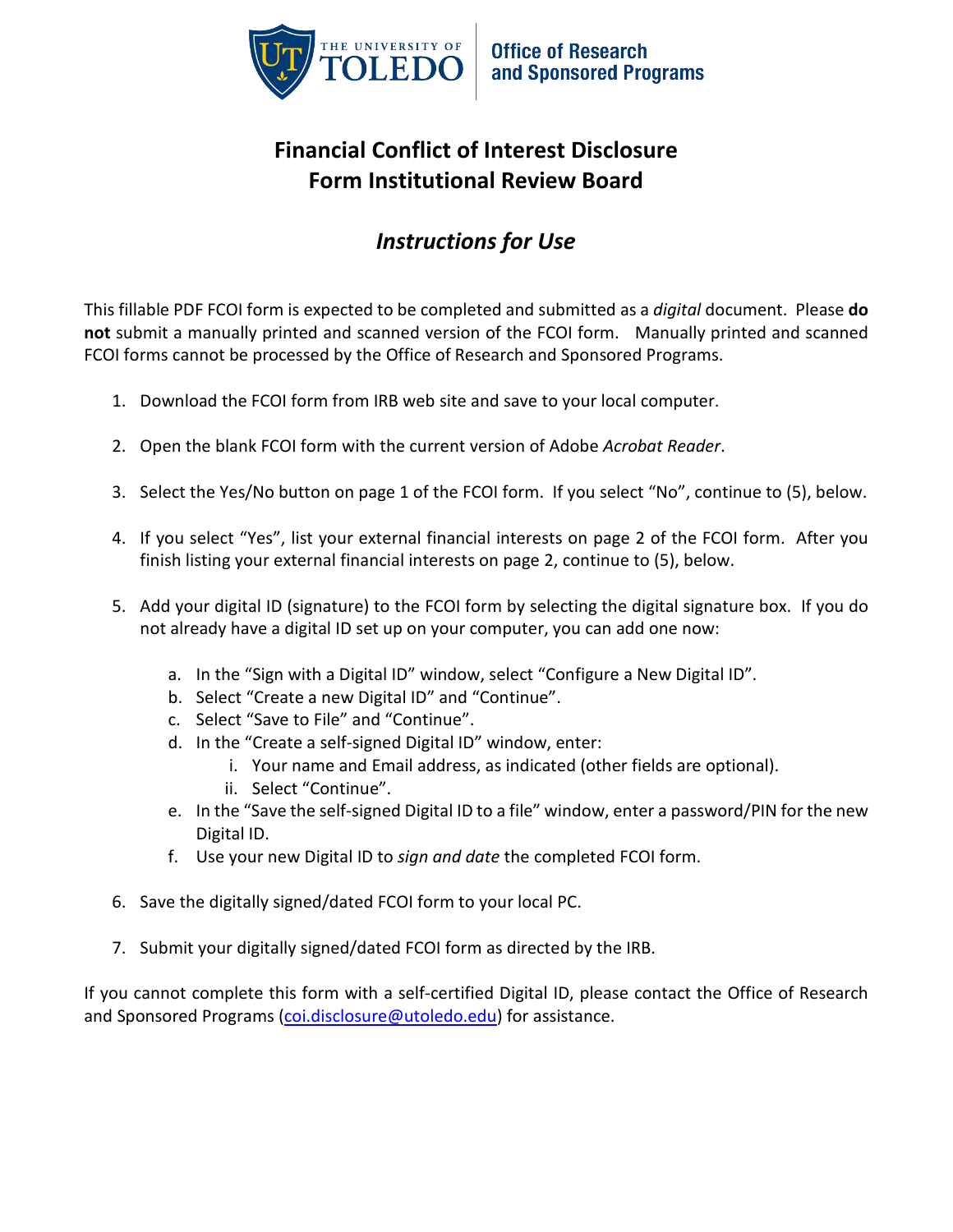The University of Toledo | Office of Research and Sponsored Programs

# Financial Conflict of Interest Disclosure Form Institutional Review Board

## *Instructions for Use*

This fillable PDF FCOI form is expected to be completed and submitted as a *digital* document. Please **do not** submit a manually printed and scanned version of the FCOI form. Manually printed and scanned FCOI forms cannot be processed by the Office of Research and Sponsored Programs.

1. Download the FCOI form from IRB web site and save to your local computer.

2. Open the blank FCOI form with the current version of Adobe *Acrobat Reader*.

3. Select the Yes/No button on page 1 of the FCOI form. If you select "No", continue to (5), below.

4. If you select "Yes", list your external financial interests on page 2 of the FCOI form. After you finish listing your external financial interests on page 2, continue to (5), below.

5. Add your digital ID (signature) to the FCOI form by selecting the digital signature box. If you do not already have a digital ID set up on your computer, you can add one now:

   a. In the "Sign with a Digital ID" window, select "Configure a New Digital ID".
   b. Select "Create a new Digital ID" and "Continue".
   c. Select "Save to File" and "Continue".
   d. In the "Create a self-signed Digital ID" window, enter:
      i. Your name and Email address, as indicated (other fields are optional).
      ii. Select "Continue".
   e. In the "Save the self-signed Digital ID to a file" window, enter a password/PIN for the new Digital ID.
   f. Use your new Digital ID to *sign and date* the completed FCOI form.

6. Save the digitally signed/dated FCOI form to your local PC.

7. Submit your digitally signed/dated FCOI form as directed by the IRB.

If you cannot complete this form with a self-certified Digital ID, please contact the Office of Research and Sponsored Programs (coi.disclosure@utoledo.edu) for assistance.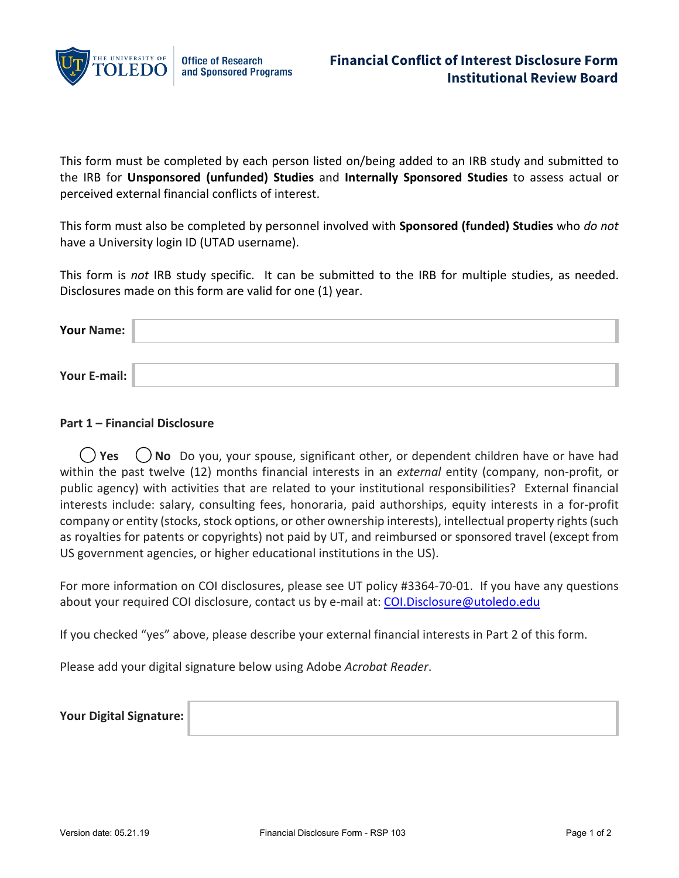# Financial Conflict of Interest Disclosure Form
## Institutional Review Board

The University of Toledo — Office of Research and Sponsored Programs

This form must be completed by each person listed on/being added to an IRB study and submitted to the IRB for **Unsponsored (unfunded) Studies** and **Internally Sponsored Studies** to assess actual or perceived external financial conflicts of interest.

This form must also be completed by personnel involved with **Sponsored (funded) Studies** who *do not* have a University login ID (UTAD username).

This form is *not* IRB study specific. It can be submitted to the IRB for multiple studies, as needed. Disclosures made on this form are valid for one (1) year.

**Your Name:** 

**Your E-mail:** 

### Part 1 – Financial Disclosure

◯ **Yes** ◯ **No** Do you, your spouse, significant other, or dependent children have or have had within the past twelve (12) months financial interests in an *external* entity (company, non-profit, or public agency) with activities that are related to your institutional responsibilities? External financial interests include: salary, consulting fees, honoraria, paid authorships, equity interests in a for-profit company or entity (stocks, stock options, or other ownership interests), intellectual property rights (such as royalties for patents or copyrights) not paid by UT, and reimbursed or sponsored travel (except from US government agencies, or higher educational institutions in the US).

For more information on COI disclosures, please see UT policy #3364-70-01. If you have any questions about your required COI disclosure, contact us by e-mail at: COI.Disclosure@utoledo.edu

If you checked "yes" above, please describe your external financial interests in Part 2 of this form.

Please add your digital signature below using Adobe *Acrobat Reader*.

**Your Digital Signature:** 

Version date: 05.21.19 Financial Disclosure Form - RSP 103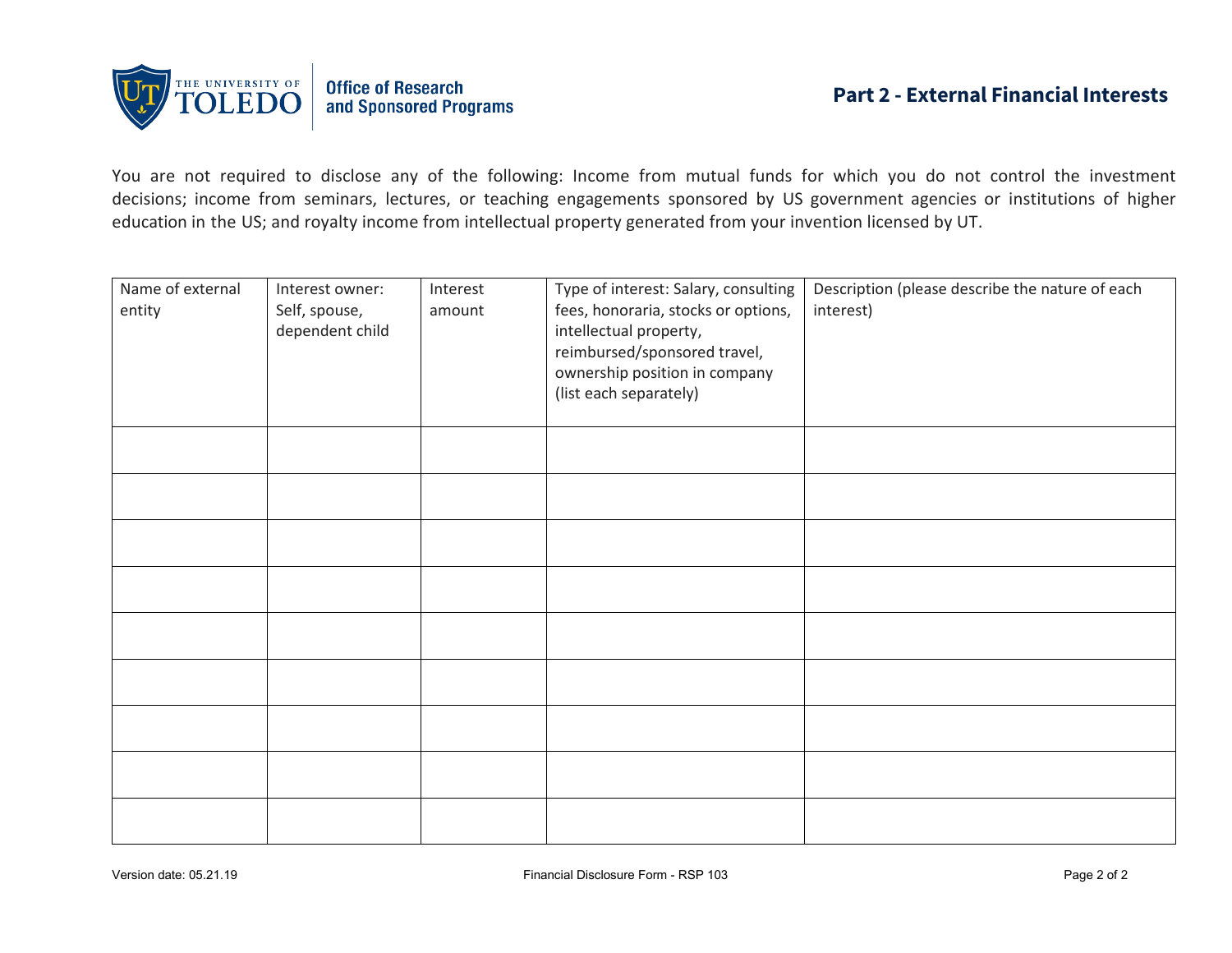## Part 2 - External Financial Interests

You are not required to disclose any of the following: Income from mutual funds for which you do not control the investment decisions; income from seminars, lectures, or teaching engagements sponsored by US government agencies or institutions of higher education in the US; and royalty income from intellectual property generated from your invention licensed by UT.

| Name of external entity | Interest owner: Self, spouse, dependent child | Interest amount | Type of interest: Salary, consulting fees, honoraria, stocks or options, intellectual property, reimbursed/sponsored travel, ownership position in company (list each separately) | Description (please describe the nature of each interest) |
|---|---|---|---|---|
| | | | | |
| | | | | |
| | | | | |
| | | | | |
| | | | | |
| | | | | |
| | | | | |
| | | | | |
| | | | | |

Version date: 05.21.19 Financial Disclosure Form - RSP 103